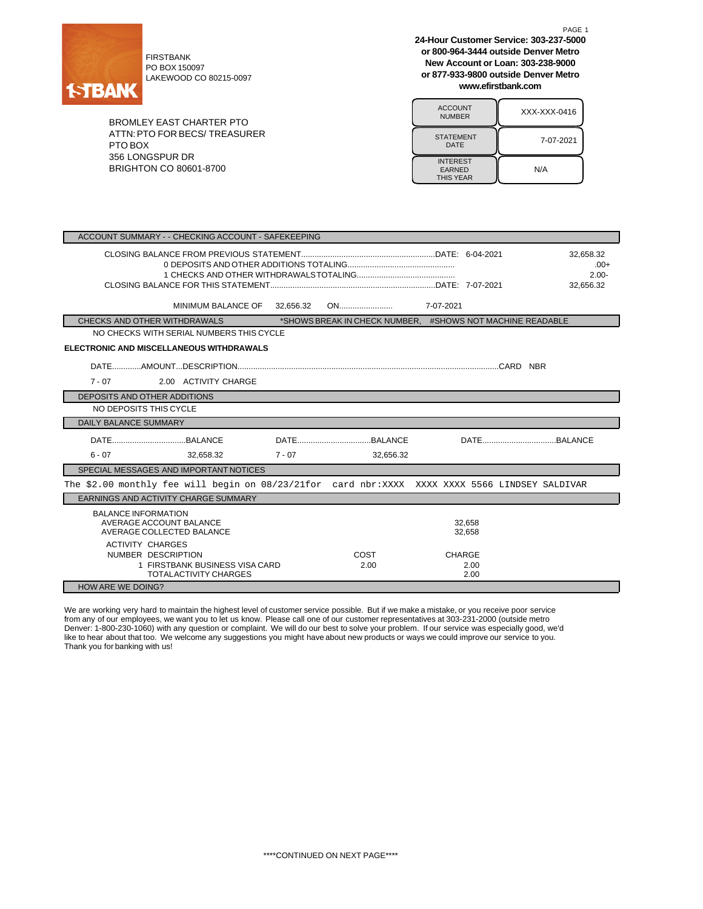FIRSTBANK
PO BOX 150097
LAKEWOOD CO 80215-0097

**24-Hour Customer Service: 303-237-5000**
**or 800-964-3444 outside Denver Metro**
**New Account or Loan: 303-238-9000**
**or 877-933-9800 outside Denver Metro**
**www.efirstbank.com**

BROMLEY EAST CHARTER PTO
ATTN: PTO FOR BECS/ TREASURER
PTO BOX
356 LONGSPUR DR
BRIGHTON CO 80601-8700

| | |
|---|---|
| ACCOUNT NUMBER | XXX-XXX-0416 |
| STATEMENT DATE | 7-07-2021 |
| INTEREST EARNED THIS YEAR | N/A |

## ACCOUNT SUMMARY - - CHECKING ACCOUNT - SAFEKEEPING

| | | |
|---|---|---|
| CLOSING BALANCE FROM PREVIOUS STATEMENT | DATE: 6-04-2021 | 32,658.32 |
| 0 DEPOSITS AND OTHER ADDITIONS TOTALING | | .00+ |
| 1 CHECKS AND OTHER WITHDRAWALS TOTALING | | 2.00- |
| CLOSING BALANCE FOR THIS STATEMENT | DATE: 7-07-2021 | 32,656.32 |

MINIMUM BALANCE OF 32,656.32 ON 7-07-2021

## CHECKS AND OTHER WITHDRAWALS

*SHOWS BREAK IN CHECK NUMBER, #SHOWS NOT MACHINE READABLE

NO CHECKS WITH SERIAL NUMBERS THIS CYCLE

**ELECTRONIC AND MISCELLANEOUS WITHDRAWALS**

| DATE | AMOUNT | DESCRIPTION | CARD NBR |
|---|---|---|---|
| 7 - 07 | 2.00 | ACTIVITY CHARGE | |

## DEPOSITS AND OTHER ADDITIONS

NO DEPOSITS THIS CYCLE

## DAILY BALANCE SUMMARY

| DATE | BALANCE | DATE | BALANCE | DATE | BALANCE |
|---|---|---|---|---|---|
| 6 - 07 | 32,658.32 | 7 - 07 | 32,656.32 | | |

## SPECIAL MESSAGES AND IMPORTANT NOTICES

```
The $2.00 monthly fee will begin on 08/23/21for  card nbr:XXXX  XXXX XXXX 5566 LINDSEY SALDIVAR
```

## EARNINGS AND ACTIVITY CHARGE SUMMARY

BALANCE INFORMATION

| | |
|---|---|
| AVERAGE ACCOUNT BALANCE | 32,658 |
| AVERAGE COLLECTED BALANCE | 32,658 |

ACTIVITY CHARGES

| NUMBER | DESCRIPTION | COST | CHARGE |
|---|---|---|---|
| 1 | FIRSTBANK BUSINESS VISA CARD | 2.00 | 2.00 |
| | TOTAL ACTIVITY CHARGES | | 2.00 |

## HOW ARE WE DOING?

We are working very hard to maintain the highest level of customer service possible. But if we make a mistake, or you receive poor service from any of our employees, we want you to let us know. Please call one of our customer representatives at 303-231-2000 (outside metro Denver: 1-800-230-1060) with any question or complaint. We will do our best to solve your problem. If our service was especially good, we'd like to hear about that too. We welcome any suggestions you might have about new products or ways we could improve our service to you. Thank you for banking with us!

****CONTINUED ON NEXT PAGE****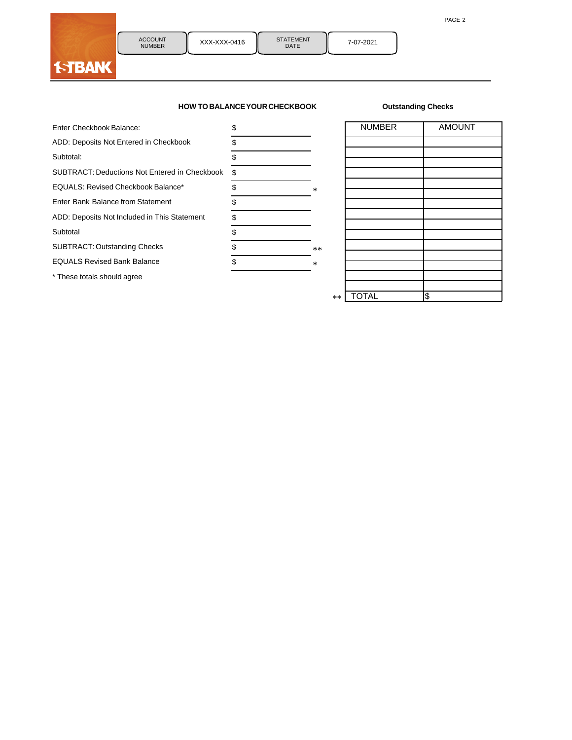1STBANK

| ACCOUNT NUMBER | XXX-XXX-0416 | STATEMENT DATE | 7-07-2021 |
|---|---|---|---|

## HOW TO BALANCE YOUR CHECKBOOK

| | | |
|---|---|---|
| Enter Checkbook Balance: | $ | |
| ADD: Deposits Not Entered in Checkbook | $ | |
| Subtotal: | $ | |
| SUBTRACT: Deductions Not Entered in Checkbook | $ | |
| EQUALS: Revised Checkbook Balance* | $ | * |
| Enter Bank Balance from Statement | $ | |
| ADD: Deposits Not Included in This Statement | $ | |
| Subtotal | $ | |
| SUBTRACT: Outstanding Checks | $ | ** |
| EQUALS Revised Bank Balance | $ | * |

* These totals should agree

## Outstanding Checks

| NUMBER | AMOUNT |
|---|---|
| | |
| | |
| | |
| | |
| | |
| | |
| | |
| | |
| | |
| | |
| | |
| | |
| | |
| | |
| | |
| ** TOTAL | $ |